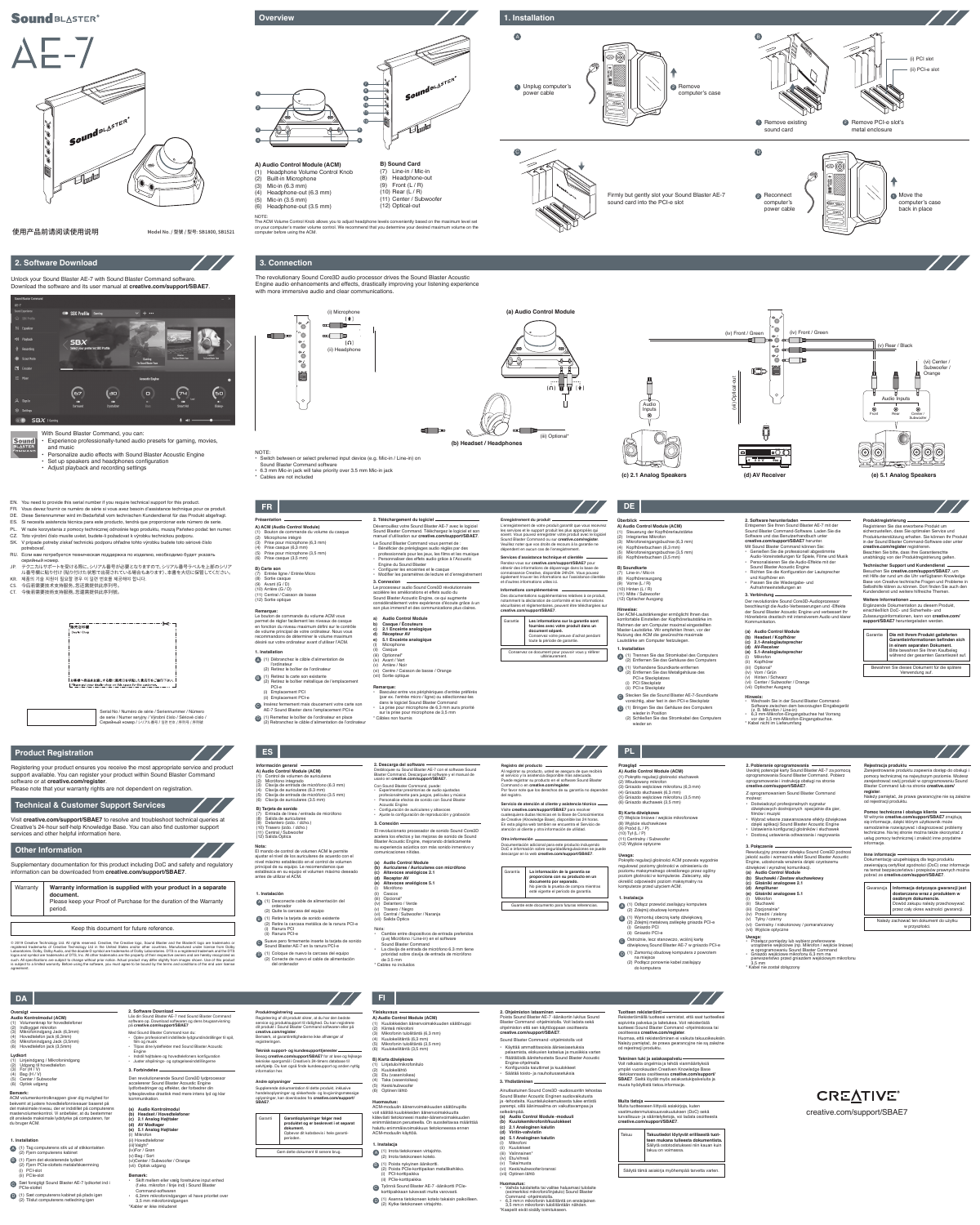# Sound BLASTER® AE-7

使用产品前请阅读使用说明

Model No. / 型號 / 型号: SB1800, SB1521

## Overview

**A) Audio Control Module (ACM)**
(1) Headphone Volume Control Knob
(2) Built-in Microphone
(3) Mic-in (6.3 mm)
(4) Headphone-out (6.3 mm)
(5) Mic-in (3.5 mm)
(6) Headphone-out (3.5 mm)

**B) Sound Card**
(7) Line-in / Mic-in
(8) Headphone-out
(9) Front (L / R)
(10) Rear (L / R)
(11) Center / Subwoofer
(12) Optical-out

NOTE:
The ACM Volume Control Knob allows you to adjust headphone levels conveniently based on the maximum level set on your computer's master volume control. We recommend that you determine your desired maximum volume on the computer before using the ACM.

## 1. Installation

**A**
1. Unplug computer's power cable
2. Remove computer's case

**B**
1. Remove existing sound card
2. Remove PCI-e slot's metal enclosure

(i) PCI slot
(ii) PCI-e slot

**C**
Firmly but gently slot your Sound Blaster AE-7 sound card into the PCI-e slot

**D**
1. Reconnect computer's power cable
2. Move the computer's case back in place

## 2. Software Download

Unlock your Sound Blaster AE-7 with Sound Blaster Command software. Download the software and its user manual at **creative.com/support/SBAE7**.

With Sound Blaster Command, you can:
- Experience professionally-tuned audio presets for gaming, movies, and music
- Personalize audio effects with Sound Blaster Acoustic Engine
- Set up speakers and headphones configuration
- Adjust playback and recording settings

## 3. Connection

The revolutionary Sound Core3D audio processor drives the Sound Blaster Acoustic Engine audio enhancements and effects, drastically improving your listening experience with more immersive audio and clear communications.

(i) Microphone
(ii) Headphone

(a) Audio Control Module

(ii) Optical*

(b) Headset / Headphones

(iv) Front / Green
(v) Rear / Black
(vi) Center / Subwoofer / Orange
(iii) Optical-out

Audio Inputs — Front, Rear, Center / Subwoofer

(c) 2.1 Analog Speakers
(d) AV Receiver
(e) 5.1 Analog Speakers

NOTE:
- Switch between or select preferred input device (e.g. Mic-in / Line-in) on Sound Blaster Command software
- 6.3 mm Mic-in jack will take priority over 3.5 mm Mic-in jack
- \* Cables are not included

EN. You need to provide this serial number if you require technical support for this product.
FR. Vous devez fournir ce numéro de série si vous avez besoin d'assistance technique pour ce produit.
DE. Diese Seriennummer wird im Bedarfsfall vom technischen Kundendienst für das Produkt abgefragt.
ES. Si necesita asistencia técnica para este producto, tendrá que proporcionar este número de serie.
PL. W razie korzystania z pomocy technicznej odnośnie tego produktu, muszą Państwo podać ten numer.
CZ. Toto výrobní číslo musíte uvést, budete-li potřebovat k výrobku technickou podporu.
SK. V prípade potreby získať technickú podporu ohľadne tohto výrobku budete toto sériové číslo potrebovať.
RU. Если вам потребуется техническая поддержка по изделию, необходимо будет указать серийный номер.
JP. テクニカルサポートを受ける際に、シリアル番号が必要となりますので、シリアル番号ラベルを上部のシリアル番号記載欄に貼付してください。
KR. 제품의 기술 지원이 필요할 경우 이 일련 번호를 제공해야 합니다.
CS. 今后若要获得技术支持服务，您将需要提供此序列号。
CT. 今後若要獲得技術支持服務，您將需要提供此序列號。

Serial No / Numéro de série / Seriennummer / Número de serie / Numer seryjny / Výrobní číslo / Sériové číslo / Серийный номер / シリアル番号 / 일련 번호 / 序列号 / 序列號

## Product Registration

Registering your product ensures you receive the most appropriate service and product support available. You can register your product within Sound Blaster Command software or at **creative.com/register**.
Please note that your warranty rights are not dependent on registration.

## Technical & Customer Support Services

Visit **creative.com/support/SBAE7** to resolve and troubleshoot technical queries at Creative's 24-hour self-help Knowledge Base. You can also find customer support services and other helpful information here.

## Other Information

Supplementary documentation for this product including DoC and safety and regulatory information can be downloaded from **creative.com/support/SBAE7**.

| Warranty | **Warranty information is supplied with your product in a separate document.** Please keep your Proof of Purchase for the duration of the Warranty period. |
|---|---|

Keep this document for future reference.

© 2018 Creative Technology Ltd. All rights reserved. Creative, the Creative logo, Sound Blaster and the Blaster® logo are trademarks or registered trademarks of Creative Technology Ltd in the United States and/or other countries. Manufactured under license from Dolby Laboratories. Dolby, Dolby Audio, and the double-D symbol are trademarks of Dolby Laboratories. DTS is a registered trademark and the DTS logos and symbol are trademarks of DTS, Inc. All other trademarks are the property of their respective owners and are hereby recognized as such. All specifications are subject to change without prior notice. Actual product may differ slightly from images shown. Use of this product is subject to a limited warranty. Before using the software, you must agree to be bound by the terms and conditions of the end user license agreement.

## FR

**Présentation**

**A) Audio Control Module (ACM)**
(1) Bouton de commande du volume du casque
(2) Microphone intégré
(3) Prise pour microphone (6,3 mm)
(4) Prise casque (6,3 mm)
(5) Prise pour microphone (3,5 mm)
(6) Prise casque (3,5 mm)

**B) Carte son**
(7) Entrée ligne / Entrée Micro
(8) Sortie casque
(9) Avant (G / D)
(10) Arrière (G / D)
(11) Central / Caisson de basse
(12) Sortie optique

**Remarque :**
Le bouton de commande du volume ACM vous permet de régler facilement les niveaux de casque en fonction du niveau maximum défini sur le contrôle de volume principal de votre ordinateur. Nous vous recommandons de déterminer le volume maximum désiré sur votre ordinateur avant d'utiliser l'ACM.

**1. Installation**
A (1) Débranchez le câble d'alimentation de l'ordinateur (2) Retirez le boîtier de l'ordinateur
B (1) Retirez la carte son existante (2) Retirez le boîtier métallique de l'emplacement PCI-e (i) Emplacement PCI (ii) Emplacement PCI-e
C Insérez fermement mais doucement votre carte son AE-7 Sound Blaster dans l'emplacement PCI-e
D (1) Remettez le boîtier de l'ordinateur en place (2) Rebranchez le câble d'alimentation de l'ordinateur

**2. Téléchargement du logiciel**
Déverrouillez votre Sound Blaster AE-7 avec le logiciel Sound Blaster Command. Téléchargez le logiciel et son manuel d'utilisation sur **creative.com/support/SBAE7**.

Le Sound Blaster Command vous permet de :
- Bénéficier de préréglages audio réglés par des professionnels pour les jeux, les films et les musique
- Personnaliser des effets audio grâce à l'Acoustic Engine du Sound Blaster
- Configurer les enceintes et le casque
- Modifier les paramètres de lecture et d'enregistrement

**3. Connexion**
Le processeur audio Sound Core3D révolutionnaire accélère les améliorations et effets audio du Sound Blaster Acoustic Engine, ce qui augmente considérablement votre expérience d'écoute grâce à un son plus immersif et des communications plus claires.

a) Audio Control Module
b) Casque / Écouteurs
c) 2.1 Enceinte analogique
d) Récepteur AV
e) 5.1 Enceinte analogique
(i) Microphone
(ii) Casque
(iii) Optionnel*
(iv) Avant / Vert
(v) Arrière / Noir
(vi) Centre / Caisson de basse / Orange
(vii) Sortie optique

**Remarque :**
- Basculez entre vos périphériques d'entrée préférés (par ex. l'entrée micro / ligne) ou sélectionnez-les dans le logiciel Sound Blaster Command
- La prise pour microphone de 6,3 mm aura priorité sur la prise pour microphone de 3,5 mm

\* Câbles non fournis

**Enregistrement du produit**
L'enregistrement de votre produit garantit que vous recevrez les services et le support produit les plus appropriés qui soient. Vous pouvez enregistrer votre produit dans le logiciel Sound Blaster Command ou sur **creative.com/register**. Veuillez noter que vos droits de recours à la garantie ne dépendent en aucun cas de l'enregistrement.

**Services d'assistance technique et clientèle**
Rendez-vous sur **creative.com/support/SBAE7** pour obtenir des informations de dépannage dans la base de connaissances Creative, disponible 24h/24. Vous pouvez également trouver les informations sur l'assistance clientèle et d'autres informations utiles ici.

**Informations complémentaires**
Des documentations supplémentaires relatives à ce produit, notamment la déclaration de conformité et les informations sécuritaires et légales, peuvent être téléchargées sur **creative.com/support/SBAE7**.

| Garantie | **Les informations sur la garantie sont fournies avec votre produit dans un document séparé.** Conservez votre preuve d'achat pendant toute la période de garantie. |
|---|---|

Conservez ce document pour pouvoir vous y référer ultérieurement.

## DE

**Überblick**

**A) Audio Control Module (ACM)**
(1) Steuerung der Kopfhörerlautstärke
(2) Integriertes Mikrofon
(3) Mikrofoneingangsbuchse (6,3 mm)
(4) Kopfhörerbuchse (6,3 mm)
(5) Mikrofoneingangsbuchse (3,5 mm)
(6) Kopfhörerbuchse (3,5 mm)

**B) Soundkarte**
(7) Line-in / Mic-in
(8) Kopfhörerausgang
(9) Vorne (L / R)
(10) Hinten (L / R)
(11) Mitte / Subwoofer
(12) Optischer Ausgang

**Hinweise:**
Der ACM-Lautstärkeregler ermöglicht Ihnen das komfortable Einstellen der Kopfhörerlautstärke im Rahmen der am Computer maximal eingestellten Master-Lautstärke. Wir empfehlen Ihnen, vor der Nutzung des ACM die gewünschte maximale Lautstärke am Computer festzulegen.

**1. Installation**
A (1) Trennen Sie das Stromkabel des Computers (2) Entfernen Sie das Gehäuse des Computers
B (1) Vorhandene Soundkarte entfernen (2) Entfernen Sie die Metallgehäuse des PCI-e Steckplatzes (i) PCI-Steckplatz (ii) PCI-e Steckplatz
C Stecken Sie die Sound Blaster AE-7-Soundkarte vorsichtig, aber fest in den PCI-e Steckplatz
D (1) Bringen Sie das Gehäuse des Computers wieder in Position (2) Schließen Sie das Stromkabel des Computers wieder an

**2. Software herunterladen**
Entsperren Sie Ihren Sound Blaster AE-7 mit der Sound Blaster Command-Software. Laden Sie die Software und das Benutzerhandbuch unter **creative.com/support/SBAE7** herunter.
Mit Sound Blaster Command können Sie:
- Genießen Sie die professionell abgestimmte Audio-Voreinstellungen für Spiele, Filme und Musik
- Personalisieren Sie die Audio-Effekte mit der Sound Blaster Acoustic Engine
- Richten Sie die Konfiguration der Lautsprecher und Kopfhörer ein
- Passen Sie die Wiedergabe- und Aufnahmeeinstellungen an

**3. Verbindung**
Der revolutionäre Sound Core3D-Audioprozessor beschleunigt die Audio-Verbesserungen und -Effekte der Sound Blaster Acoustic Engine und verbessert Ihr Hörerlebnis drastisch mit intensiverem Audio und klarer Kommunikation.

(a) Audio Control Module
(b) Headset / Kopfhörer
(c) 2.1-Analoglautsprecher
(d) AV-Receiver
(e) 5.1-Analoglautsprecher
(i) Mikrofon
(ii) Kopfhörer
(iii) Optional*
(iv) Vorn / Grün
(v) Hinten / Schwarz
(vi) Center / Subwoofer / Orange
(vii) Optischer Ausgang

**Hinweis:**
- Wechseln Sie in der Sound Blaster Command-Software zwischen dem bevorzugten Eingabegerät (z. B. Mikrofon / Line-in)
- 6,3 mm-Mikrofon-Eingangsbuchse hat Vorrang vor der 3,5 mm-Mikrofon-Eingangsbuchse.

\* Kabel nicht im Lieferumfang

**Produktregistrierung**
Registrieren Sie das erworbene Produkt um sicherzustellen, dass Sie optimalen Service und Produktunterstützung erhalten. Sie können Ihr Produkt in der Sound Blaster Command-Software oder unter **creative.com/register** registrieren.
Beachten Sie bitte, dass Ihre Garantieansprüche unabhängig von der Produktregistrierung gelten.

**Technischer Support und Kundendienst**
Besuchen Sie **creative.com/support/SBAE7**, um mit Hilfe der rund um die Uhr verfügbaren Knowledge Base von Creative technische Fragen und Probleme in Selbsthilfe klären zu können. Dort finden Sie auch den Kundendienst und weitere hilfreiche Themen.

**Weitere Informationen**
Ergänzende Dokumentation zu diesem Produkt, einschließlich DoC- und Sicherheits- und Zulassungsinformationen, kann von **creative.com/support/SBAE7** heruntergeladen werden.

| Garantie | **Die mit Ihrem Produkt gelieferten Garantieinformationen befinden sich in einem separaten Dokument.** Bitte bewahren Sie Ihren Kaufbeleg während der gesamten Garantiezeit auf. |
|---|---|

Bewahren Sie dieses Dokument für die spätere Verwendung auf.

## ES

**Información general**

**A) Audio Control Module (ACM)**
(1) Control de volumen de auriculares
(2) Micrófono integrado
(3) Clavija de entrada de micrófono (6,3 mm)
(4) Clavija de auriculares (6,3 mm)
(5) Clavija de entrada de micrófono (3,5 mm)
(6) Clavija de auriculares (3,5 mm)

**B) Tarjeta de sonido**
(7) Entrada de línea / entrada de micrófono
(8) Salida de auriculares
(9) Delantero (izdo. / dcho.)
(10) Trasero (izdo. / dcho.)
(11) Central / Subwoofer
(12) Salida Óptica

**Nota:**
El mando de control de volumen ACM le permite ajustar el nivel de los auriculares de acuerdo con el nivel máximo establecido en el control de volumen principal de su equipo. Le recomendamos que establezca en su equipo el volumen máximo deseado antes de utilizar el ACM.

**1. Instalación**
A (1) Desconecte cable de alimentación del ordenador (2) Quite la carcasa del equipo
B (1) Retire la tarjeta de sonido existente (2) Retire la carcasa metálica de la ranura PCI-e (i) Ranura PCI (ii) Ranura PCI-e
C Suave pero firmemente inserte la tarjeta de sonido Sound Blaster AE-7 en la ranura PCI-e
D (1) Coloque de nuevo la carcasa del equipo (2) Conecte de nuevo el cable de alimentación del ordenador

**2. Descarga del software**
Desbloquee su Sound Blaster AE-7 con el software Sound Blaster Command. Descargue el software y el manual de usuario en **creative.com/support/SBAE7**.
Con Sound Blaster Command, puede:
- Experimentar preselecciones de audio ajustadas profesionalmente para juegos, películas y música
- Personalizar efectos de sonido con Sound Blaster Acoustic Engine
- Configuración de altavoces y auriculares
- Ajustar la configuración de reproducción y grabación

**3. Conexión**
El revolucionario procesador de sonido Sound Core3D acelera los efectos y las mejoras de sonido de Sound Blaster Acoustic Engine, mejorando drásticamente su experiencia acústica con más sonido envolvente y comunicaciones nítidas.

(a) Audio Control Module
(b) Auriculares / Auriculares con micrófono
(c) Altavoces analógicos 2.1
(d) Receptor AV
(e) Altavoces analógicos 5.1
(i) Micrófono
(ii) Cascos
(iii) Opcional*
(iv) Delantero / Verde
(v) Trasero / Negro
(vi) Central / Subwoofer / Naranja
(vii) Salida Óptica

Nota:
- Cambie entre dispositivos de entrada preferidos (p.ej Micrófono / Line-in) en el software Sound Blaster Command
- La clavija de entrada de micrófono de 6,3 mm tiene prioridad sobre clavija de entrada de micrófono de 3,5 mm

\* Cables no incluidos

**Registro del producto**
Al registrar su producto, usted se asegura de que recibirá el servicio y la asistencia disponible más adecuada. Puede registrar su producto en el software Sound Blaster Command o en **creative.com/register**.
Por favor note que los derechos de su garantía no dependen del registro.

**Servicio de atención al cliente y asistencia técnica**
Visite **creative.com/support/SBAE7** para resolver cualesquiera dudas técnicas en la Base de Conocimientos de Creative (Knowledge Base), disponible las 24 horas. En esta página web también se encuentra el servicio de atención al cliente y otra información de utilidad.

**Otra información**
Documentación adicional para este producto incluyendo DoC e información sobre seguridad/regulaciones se puede descargar en la web **creative.com/support/SBAE7**.

| Garantía | **La información de la garantía se proporciona con su producto en un documento por separado.** No pierda su prueba de compra mientras esté vigente el período de garantía. |
|---|---|

Guarde este documento para futuras referencias.

## PL

**Przegląd**

**A) Audio Control Module (ACM)**
(1) Pokrętło regulacji głośności słuchawek
(2) Wbudowany mikrofon
(3) Gniazdo wejściowe mikrofonu (6,3 mm)
(4) Gniazdo słuchawek (6,3 mm)
(5) Gniazdo wejściowe mikrofonu (3,5 mm)
(6) Gniazdo słuchawek (3,5 mm)

**B) Karta dźwiękowa**
(7) Wejście liniowe / wejście mikrofonowe
(8) Wyjście słuchawkowe
(9) Przód (L / P)
(10) Tył (L / P)
(11) Centralny / Subwoofer
(12) Wyjście optyczne

**Uwaga:**
Pokrętło regulacji głośności ACM pozwala wygodnie regulować poziomy głośności w odniesieniu do poziomu maksymalnego określonego przez ogólny poziom głośności w komputerze. Zalecamy, aby określić odpowiedni poziom maksymalny na komputerze przed użyciem ACM.

**1. Instalacja**
A (1) Odłącz przewód zasilający komputera (2) Zdejmij obudowę komputera
B (1) Wymontuj obecną kartę dźwiękową (2) Zdejmij metalową zaślepkę gniazda PCI-e (i) Gniazdo PCI (ii) Gniazdo PCI-e
C Ostrożnie, lecz stanowczo, wciśnij kartę dźwiękową Sound Blaster AE-7 w gniazdo PCI-e
D (1) Zamontuj obudowę komputera z powrotem na miejsce (2) Podłącz ponownie kabel zasilający do komputera

**2. Pobieranie oprogramowania**
Uwolnij potencjał karty Sound Blaster AE-7 za pomocą oprogramowania Sound Blaster Command. Pobierz oprogramowanie i instrukcję obsługi na stronie **creative.com/support/SBAE7**.
Z oprogramowaniem Sound Blaster Command możesz:
- Doświadczyć profesjonalnych ustawień dźwiękowych specjalnie dla gier, filmów i muzyki
- Wybrać własne zaawansowane efekty dźwiękowe dzięki aplikacji Sound Blaster Acoustic Engine
- Ustawienia konfiguracji głośników i słuchawek
- Dostosuj ustawienia odtwarzania i nagrywania

**3. Połączenie**
Rewolucyjny procesor dźwięku Sound Core3D podnosi jakość audio i wzmacnia efekt działania Sound Blaster Acoustic Engine, uzdatniając Twoje wrażenia słuchowe dźwiękiem przestrzennym i klarowną komunikacją.

(a) Audio Control Module
(b) Słuchawki / Zestaw słuchawkowy
(c) Głośniki analogowe 2.1
(d) Amplituner
(e) Głośniki analogowe 5.1
(i) Mikrofon
(ii) Słuchawki
(iii) Opcjonalne*
(iv) Przedni / zielony
(v) Tylny / czarny
(vi) Centralny / niskotonowy / pomarańczowy
(vii) Wyjście optyczne

**Uwaga:**
- Przełącz pomiędzy lub wybierz preferowane urządzenie wejściowe (np. Mikrofon / wejście liniowe) w oprogramowaniu Sound Blaster Command
- Gniazdo wejściowe mikrofonu 6,3 mm ma pierwszeństwo przed gniazdem wejściowym mikrofonu 3,5 mm

\* Kabel nie został dołączony

**Rejestracja produktu**
Zarejestrowanie produktu zapewnia dostęp do obsługi i pomocy technicznej na najwyższym poziomie. Możesz zarejestrować swój produkt w oprogramowaniu Sound Blaster Command lub na stronie **creative.com/register**.
Należy pamiętać, że prawa gwarancyjne nie są zależne od rejestracji produktu.

**Pomoc techniczna i obsługa klienta**
W witrynie **creative.com/support/SBAE7** znajdują się informacje, dzięki którym użytkownik może samodzielnie rozwiązywać i diagnozować problemy techniczne. Na tej stronie można także skorzystać z usług pomocy technicznej i znaleźć inne przydatne informacje.

**Inne informacje**
Dokumentację uzupełniającą dla tego produktu zawierającą certyfikat zgodności (DoC) oraz informacje na temat bezpieczeństwa i przepisów prawnych można pobrać ze **creative.com/support/SBAE7**.

| Gwarancja | **Informacja dotycząca gwarancji jest dostarczana wraz z produktem w osobnym dokumencie.** Dowód zakupu należy przechowywać przez cały okres ważności gwarancji. |
|---|---|

Należy zachować ten dokument do użytku w przyszłości.

## DA

**Oversigt**

**A) Audio Kontrolmodul (ACM)**
(1) Volumenknap for hovedtelefoner
(2) Indbygget mikrofon
(3) Mikrofonindgang Jack (6,3mm)
(4) Hovedtelefon jack (6,3mm)
(5) Mikrofonindgang Jack (3,5mm)
(6) Hovedtelefon jack (3,5mm)

**Lydkort**
(7) Linjeindgang / Mikrofonindgang
(8) Udgang til hovedtelefon
(9) For (H / V)
(10) Bag (H / V)
(11) Center / Subwoofer
(12) Optisk udgang

**Bemærk:**
ACM volumenkontrolknappen giver dig mulighed for bekvemt at justere hovedtelefonniveauer baseret på det maksimale niveau, der er indstillet på computerens mastervolumenkontrol. Vi anbefaler, at du bestemmer din ønskede maksimale lydstyrke på computeren, før du bruger ACM.

**1. Installation**
A (1) Tag computerens stik ud af stikkontakten (2) Fjern computerens kabinet
B (1) Fjern det eksisterende lydkort (2) Fjern PCIe-slottets metalkabinet (i) PCI-slot (ii) PCIe-slot
C Sæt forsigtigt Sound Blaster AE-7 lydkortet ind i PCIe-slottet
D (1) Sæt computerens kabinet på plads igen (2) Tilslut computerens netledning igen

**2. Software Download**
Lås din Sound Blaster AE-7 med Sound Blaster Command software op. Download softwaren og dens brugsanvisning på **creative.com/support/SBAE7**.
Med Sound Blaster Command kan du:
- Opleve professionelt indstillede lydgrundindstillinger til spil, film og musik
- Tilpas dine lydeffekter med Sound Blaster Acoustic Engine
- Indstil højttalere og hovedtelefonen konfiguration
- Juster afspilnings- og optagelsesindstillingerne

**3. Forbindelse**
Den revolutionerende Sound Core3D lydprocessor accelererer Sound Blaster Acoustic Engine lydforbedringer og effekter, der forbedrer din lytteoplevelse drastisk med mere intens lyd og klar kommunikation.

(a) Audio Kontrolmodul
(b) Headset / Hovedtelefoner
(c) 2.1 Analog Højttaler
(d) AV Modtager
(e) 5.1 Analog Højttaler
(i) Mikrofon
(ii) Hovedtelefoner
(iii) Valgfri*
(iv) For / Grøn
(v) Bag / Sort
(vi) Center / Subwoofer / Orange
(vii) Optisk udgang

**Bemærk:**
- Skift mellem eller vælg foretrukne input enhed (f.eks. mikrofon / linje ind) i Sound Blaster Command-softwaren
- 6,3mm mikrofonindgangen vil have prioritet over 3,5 mm mikrofonindgangen

\*Kabler er ikke inkluderet

**Produktregistrering**
Registrering af dit produkt sikrer, at du har den bedste service og produktsupport til rådighed. Du kan registrere dit produkt inden for Sound Blaster Command software eller på **creative.com/register**.
Bemærk, at garantirettighederne ikke afhænger af registreringen.

**Teknisk support og kundesupporttjenester**
Besøg **creative.com/support/SBAE7** for at løse og fejlsøge tekniske spørgsmål i Creatives 24-timers database til selvhjælp. Du kan også finde kundesupport og anden nyttig information her.

**Andre oplysninger**
Supplerende dokumentation til dette produkt, inklusive handelsbetingelser og sikkerheds- og lovgivningsmæssige oplysninger, kan downloades fra **creative.com/support/SBAE7**.

| Garanti | **Garantioplysninger følger med produktet og er beskrevet i et separat dokument.** Opbevar dit købsbevis i hele garantiperioden. |
|---|---|

Gem dette dokument til senere brug.

## FI

**Yleiskuvaus**

**A) Audio Control Module (ACM)**
(1) Kuulokkeiden äänenvoimakkuuden säätönuppi
(2) Kiinteä mikrofoni
(3) Mikrofonin tuloliitäntä (6,3 mm)
(4) Kuulokeliitäntä (6,3 mm)
(5) Mikrofonin tuloliitäntä (3,5 mm)
(6) Kuulokeliitäntä (3,5 mm)

**B) Kortta dään­ikortti**
(7) Linjatulo/mikrofonitulo
(8) Kuulokelähtö
(9) Etu (vasen/oikea)
(10) Taka (vasen/oikea)
(11) Keski/subwoofer
(12) Optinen lähtö

**Huomautus:**
ACM-moduulin äänenvoimakkuuden säätönupilla voit säätää kuulokkeiden äänenvoimakkuutta helposti tietokoneesi master-äänenvoimakkuuden enimmäistason perusteella. Suosittelemme määrittämään tietokoneesi enimmäisäänenvoimakkuuden ennen ACM-moduulin käyttöä.

**1. Asennus**
A (1) Irrota tietokoneen virtajohto. (2) Irrota tietokoneen kotelo.
B (1) Poista nykyinen äänikortti. (2) Poista PCIe-korttipaikan metallikehikko. (i) PCI-korttipaikka (ii) PCIe-korttipaikka
C Työnnä Sound Blaster AE-7 -äänikortti PCIe-korttipaikkaan tukevasti mutta varovasti.
D (1) Aseta tietokoneen kotelo takaisin paikalleen. (2) Kytke tietokoneen virtajohto.

**2. Ohjelmiston lataaminen**
Poista Sound Blaster AE-7 -äänikortin lukitus Sound Blaster Command -ohjelmistolla. Voit ladata sekä ohjelmiston että sen käyttöoppaan osoitteesta **creative.com/support/SBAE7**.
Sound Blaster Command -ohjelmistolla voit
- Käyttää ammattitasoisia äänenasetuksia pelaamista, elokuvien katselua ja musiikkia varten
- Räätälöidä äänitehosteita Sound Blaster Acoustic Engine-ohjelmalla
- Konfiguroida kaiuttimet ja kuulokkeet
- Säätää toisto- ja nauhoitusasetuksia

**3. Yhdistäminen**
Ainutlaatuinen Sound Core3D -audiosuoritin tehostaa Sound Blaster Acoustic Engine audioparannuksia ja -tehosteita. Kuuntelukokemuksesta tulee entistä parempi, sillä äänimaailma on vaikuttavampaa ja selkeämpää.

(a) Audio Control Module -moduuli
(b) Kuulokemikrofoni/Kuulokkeet
(c) 2.1 Analoginen kaiutin
(d) Viritin-vahvistin
(e) 5.1 Analoginen kaiutin
(i) Mikrofoni
(ii) Kuulokkeet
(iii) Valinnainen*
(iv) Etu/vihreä
(v) Taka/musta
(vi) Keski/subwoofer/oranssi
(vii) Optinen lähtö

**Huomautus:**
- Vaihda tulolaitetta tai valitse haluamasi tulolaite (esimerkiksi mikrofoni/linjatulo) Sound Blaster Command -ohjelmistosta.
- 6,3 mm:n mikrofonin tuloliitäntä on ensisijainen 3,5 mm:n mikrofonin tuloliitäntään nähden.

\*Kaapelit eivät sisälly toimitukseen.

**Tuotteen rekisteröinti**
Rekisteröimällä tuotteesi varmistat, että saat tuotteellesi sopivinta palvelua ja tukea. Voit rekisteröidä tuotteesi Sound Blaster Command -ohjelmistossa tai osoitteessa **creative.com/register**.
Huomaa, että rekisteröiminen ei vaikuta takuuoikeuksiin.

**Tekninen tuki ja asiakaspalvelu**
Voit ratkaista ongelmia ja tehdä vianmäärityksiä ympäri vuorokauden Creative Knowledge Base -tietokannassa osoitteessa **creative.com/support/SBAE7**. Sieltä löydät myös asiakaspalveluita ja muuta hyödyllistä tietoa.

**Muita tietoja**
Muita tuotteeseen liittyviä asiakirjoja, kuten vaatimustenmukaisuusvakuutuksen (DoC) sekä turvallisuus- ja säätötietoja, voi ladata osoitteesta **creative.com/support/SBAE7**.

| Takuu | **Takuutiedot löytyvät erillisestä tuotteen mukana tulleesta dokumentista.** Säilytä ostotositteesi koko takuun ajan. |
|---|---|

Säilytä tämä asiakirja myöhempää tarvetta varten.

CREATIVE
creative.com/support/SBAE7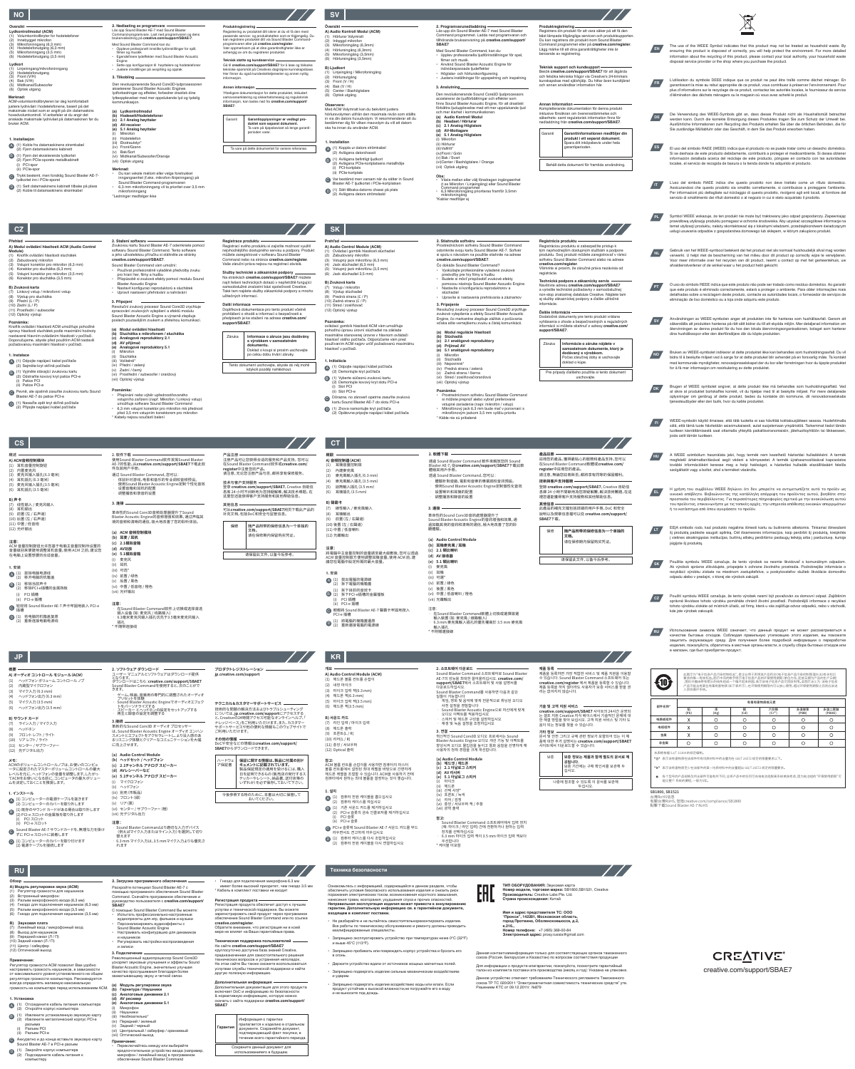## NO

**Oversikt**

**Lydkontrollmodul (ACM)**
(1) Volumkontrollbryter for hodetelefoner
(2) Innebygget mikrofon
(3) Mikrofonkontakt (6,3 mm)
(4) Hodetelefonkontakt (6,3 mm)
(5) Mikrofoninngang (3,5 mm)
(6) Hodetelefonkontakt (3,5 mm)

**Lydkort**
(7) Linjeinngang/mikrofoninngang
(8) Hodetelefonutgang
(9) Front (V/H)
(10) Bak (V/H)
(11) Midtkanal/Subwoofer
(12) Optisk utgang

**Merknad:**
ACM-volumkontrollbryteren lar deg komfortabelt justere lydnivået i hodetelefonene, basert på det maksimale nivået som er angitt på din datamaskins lysvolumkontroll. Vi anbefaler at du angir det presise maksimale lydnivået på datamaskinen før du bruker ACM.

**1. Installasjon**
A (1) Koble fra datamaskinens strømkabel
(2) Fjern datamaskinens kabinett
B (1) Fjern det eksisterende lydkortet
(2) Fjern PCIe-sporets metallbrakett
(i) PCI-spor
(ii) PCIe-spor
C Trykk bestemt, men forsiktig Sound Blaster AE-7-lydkortet inn i PCIe-sporet
D (1) Sett datamaskinens kabinett tilbake på plass
(2) Koble til datamaskinens strømkabel

**2. Nedlasting av programvare**
Last ned Sound Blaster AE-7 med Sound Blaster Command-programvaren. Last ned programvaren og dens brukerveiledning på **creative.com/support/SBAE7**.
Med Sound Blaster Command kan du:
- Oppleve personlig innstilte lydinnstillinger for spill, filmer og musikk
- Egendefinere lydeffekter med Sound Blaster Acoustic Engine
- Sette opp konfigurasjon til høyttalere og hodetelefoner
- Justere innstillinger på avspilling og opptak

**3. Tilkobling**
Den revolusjonerende Sound Core3D-lydprosessoren akselererer Sound Blaster Acoustic Engine lydforbedringer og effekter, forbedrer drastisk dine lydopplevelser med mer oppslukende lyd og tydelig kommunikasjon.
**(a) Lydkontrollmodul**
**(b) Hodesett/Hodetelefoner**
**(c) 2.1 Analog høyttaler**
**(d) AV-receiver**
**(e) 5.1 Analog høyttaler**
(i) Mikrofon
(ii) Hodetelefon
(iii) Ekstrautstyr*
(iv) Front/Grønn
(v) Bak/Sort
(vi) Midtkanal/Subwoofer/Oransje
(vii) Optisk utgang

**Merknad:**
- Du kan veksle mellom eller velge foretrukket inngangsenhet (f.eks. mikrofon-/linjeinngang) på Sound Blaster Command-programvaren
- 6,3 mm mikrofoninngang vil ta prioritet over 3,5 mm mikrofoninngang

*Ledninger medfølger ikke

**Produktregistrering**
Registrering av produktet ditt sikrer at du vil få den mest passende service- og produktstøtten som er tilgjengelig. Du kan registrere produktet ditt hos Sound Blaster Command-programmet eller på **creative.com/register**.
Vær oppmerksom på at dine garantirettigheter ikke er avhengig av om du registrerer produktet.

**Teknisk støtte og kundeservice**
Gå til **creative.com/support/SBAE7** for å løse og feilsøke tekniske spørsmål på Creatives døgnåpne kunnskapsbase. Her finner du også kundeserviceinformasjon og annen nyttig informasjon.

**Annen informasjon**
Ytterligere dokumentasjon for dette produktet, inkludert samsvarserklæring og sikkerhetsmessig og regulatorisk informasjon, kan lastes ned fra **creative.com/support/SBAE7**.

| | |
|---|---|
| Garanti | **Garantiopplysninger er vedlagt produktet som separat dokument.** Ta vare på kjøpsbeviset så lenge garantiperioden varer. |

Ta vare på dette dokumentet for senere referanse.

## SV

**Översikt**

**A) Audio Kontroll Modul (ACM)**
(1) Hörlurar/ Volymratt
(2) Inbyggd mikrofon
(3) Mikrofoningång (6,3mm)
(4) Hörlursutgång (6,3 mm)
(5) Mikrofoningång (3,5mm)
(6) Hörlursutgång (3,5mm)

**B) Ljudkort**
(7) Linjeingång / Mikrofoningång
(8) Hörlursutgång
(9) Front (V / H)
(10) Bak (V / H)
(11) Center / Basshögtalare
(12) Optisk utgång

**Observera:**
Med ACM Volymratt kan du bekvämt justera hörlursvolymen utifrån den maximala nivån som ställts in via din datorns huvudvolym. Vi rekommenderar att du bestämmer dig för vilken maxvolym du vill ha på datorn innan du använder ACM.

**1. Installation**
A (1) Koppla ur datorns strömkabel
(2) Avlägsna datorchassit
B (1) Avlägsna befintligt ljudkort
(2) Avlägsna PCIe-kortplatsens metallkonsol
(i) PCI-kortplats
(ii) PCIe-kortplats
C Var bestämd men varsam när du sätter in Sound Blaster AE-7 ljudkortet i PCIe-kortplatsen
D (1) Sätt tillbaka datorns chassi på plats
(2) Anslut datorns strömkabel

**2. Programvarunedladdning**
Lås upp din Sound Blaster AE-7 med Sound Blaster Command programvara. Ladda ned programvaran och tillhörande bruksanvisning på **creative.com/support/SBAE7**
Med Sound Blaster Command, kan du:
- Uppleva professionella ljudinställningar för spel, filmer och musik.
- Använd Sound Blaster Acoustic Engine för individanpassade ljudeffekter
- Högtalar- och hörlurskonfigurering
- Justera inställningar för uppspelning och inspelning

**3. Anslutning**
Den revolutionerande Sound Core3D ljudprocessorn accelererar de ljudförbättringar och effekter som finns i Sound Blaster Acoustic Engine, för att drastiskt förbättra ljudupplevelsen med ett mer uppslukande ljud och mer klarhet i kommunikationen.
**(a) Audio Control Module**
**(b) Headset / Hörlurar**
**(c) 2.1 Analog Högtalare**
**(d) AV-Mottagare**
**(e) 5.1 Analog Högtalare**
(i) Mikrofon
(ii) Hörlurar
(iii) Valfritt*
(iv) Front / Grön
(v) Bak / Svart
(vi) Center / Basshögtalare / Orange
(vii) Optisk utgång

**Obs:**
- Växla mellan eller välj föredragen ingångsenhet (t.ex Mikrofon / Linjeingång) i Sound Blaster Command programvaran
- 6,3 mm Mikrofoningång prioriteras framför 3,5mm mikrofoningång

*Kablar medföljer ej

**Produktregistrering**
Registrera din produkt för att vara säker på att få den bäst lämpade tillgängliga servicen och produktsupporten. Du kan registrera din produkt inom Sound Blaster Command programmet eller på **creative.com/register**. Lägg märke till att dina garantirättigheter inte är beroende av registrering.

**Teknisk support och kundsupport**
Besök **creative.com/support/SBAE7** för att åtgärda och felsöka tekniska frågor via Creative's 24-timmars kunskapsbas med självhjälp. Du hittar även kundtjänst och annan användbar information här.

**Annan information**
Kompletterande dokumentation för denna produkt inklusive försäkran om överensstämmelse och säkerhets- samt regulatorisk information finns för nedladdning från **creative.com/support/SBAE7**.

| | |
|---|---|
| Garanti | **Garantiinformationen medföljer din produkt i ett separat dokument.** Spara ditt inköpsbevis under hela garantiperioden. |

Behåll detta dokument för framtida användning.

## CZ

**Přehled**

**A) Modul ovládání hlasitosti ACM (Audio Control Module)**
(1) Knoflík ovládání hlasitosti sluchátek
(2) Zabudovaný mikrofon
(3) Vstupní konektor pro mikrofon (6,3 mm)
(4) Konektor pro sluchátka (6,3 mm)
(5) Vstupní konektor pro mikrofon (3,5 mm)
(6) Konektor pro sluchátka (3,5 mm)

**B) Zvuková karta**
(7) Linkový vstup / mikrofonní vstup
(8) Výstup pro sluchátka
(9) Přední (L / P)
(10) Zadní (L / P)
(11) Prostřední / subwoofer
(12) Optický výstup

**Poznámka:**
Knoflík ovládání hlasitosti ACM umožňuje pohodlně upravu hlasitosti sluchátek podle maximální hodnoty nastavené hlavním ovládáním hlasitosti v počítači. Doporučujeme, abyste před použitím ACM nastavili požadovanou maximální hlasitost v počítači.

**1. Instalace**
A (1) Odpojte napájecí kabel počítače
(2) Sejměte kryt skříně počítače
B (1) Vyjměte stávající zvukovou kartu
(2) Odstraňte kovový kryt pozice PCIe
(i) Pozice PCI
(ii) Pozice PCIe
C Pevně, ale opatrně zasuňte zvukovou kartu Sound Blaster AE-7 do pozice PCI-e
D (1) Nasaďte zpět kryt skříně počítače
(2) Připojte napájecí kabel počítače

**2. Stažení softwaru**
Zvukovou kartu Sound Blaster AE-7 odemknete pomocí softwaru Sound Blaster Command. Tento software a jeho uživatelskou příručku si stáhněte ze stránky **creative.com/support/SBAE7**.
Sound Blaster Command vám umožní:
- Používat profesionálně vyladěné předvolby zvuku pro hraní her, filmy a hudbu
- Přizpůsobit si zvukové efekty pomocí modulu Sound Blaster Acoustic Engine
- Nastavit konfiguraci reproduktorů a sluchátek
- Upravit nastavení přehrávání a nahrávání

**3. Připojení**
Revoluční zvukový procesor Sound Core3D urychluje zpracování zvukových vylepšení a efektů modulu Sound Blaster Acoustic Engine a výrazně zlepšuje poslech pohlcujícím zvukem a čistší komunikací.
**(a) Modul ovládání hlasitosti**
**(b) Sluchátka s mikrofonem / sluchátka**
**(c) Analogové reproduktory 2.1**
**(d) AV přijímač**
**(e) Analogové reproduktory 5.1**
(i) Mikrofon
(ii) Sluchátka
(iii) Volitelné*
(iv) Přední / zelený
(v) Zadní / černý
(vi) Prostřední / subwoofer / oranžový
(vii) Optický výstup

**Poznámka:**
- Přepínání nebo výběr upřednostňovaného vstupního zařízení (např. Mikrofon / Linkový vstup) umožňuje software Sound Blaster Command
- 6,3 mm konektor pro mikrofon má přednost před 3,5 mm vstupním konektorem pro mikrofon

* Kabely nejsou součástí balení

**Registrace produktu**
Registrací svého produktu si zajistíte možnost využití nejvhodnějšího dostupného servisu a podpory. Produkt můžete zaregistrovat v softwaru Sound Blaster Command nebo na stránce **creative.com/register**. Vaše záruční práva nejsou na registraci závislá.

**Služby technické a zákaznické podpory**
Na stránkách **creative.com/support/SBAE7** můžete najít řešení technických dotazů v nepřetržitě fungující samoobslužné znalostní bázi společnosti Creative. Také tam najdete služby zákaznické podpory a mnoho užitečných informací.

**Další informace**
Doplňkovou dokumentaci pro tento produkt včetně prohlášení o shodě a informací o bezpečnosti a předpisech je ke stažení na adrese **creative.com/support/SBAE7**.

| | |
|---|---|
| Záruka | **Informace o záruce jsou dodávány s výrobkem v samostatném dokumentu.** Doklad o koupi si prosím uschovejte po celou dobu trvání záruky. |

Tento dokument uschovejte, abyste do něj mohli kdykoli později nahlédnout.

## SK

**Prehľad**

**A) Audio Control Module (ACM)**
(1) Ovládací gombík hlasitosti slúchadiel
(2) Zabudovaný mikrofón
(3) Vstupný jack mikrofónu (6,3 mm)
(4) Jack slúchadiel (6,3 mm)
(5) Vstupný jack mikrofónu (3,5 mm)
(6) Jack slúchadiel (3,5 mm)

**B) Zvuková karta**
(7) Vstup / mikrofón
(8) Výstup slúchadiel
(9) Predná strana (Ľ / P)
(10) Zadná strana (Ľ / P)
(11) Stred / zosilňovač
(12) Optický výstup

**Poznámka:**
Ovládací gombík hlasitosti ACM vám umožňuje pohodlnú úpravu úrovní slúchadiel na základe maximálne stanovenej úrovne v hlavnom ovládaní hlasitosti vášho počítača. Odporúčame vám pred používaním ACM nastaviť požadovanú maximálnu hlasitosť počítača.

**1. Inštalácia**
A (1) Odpojte napájací kábel počítača
(2) Demontujte kryt počítača
B (1) Vyberte súčasnú zvukovú kartu
(2) Demontujte kovový kryt slotu PCI-e
(i) Slot PCI
(ii) Slot PCI-e
C Pevne, no opatrne zasuňte zvukovú kartu Sound Blaster AE-7 do slotu PCI-e
D (1) Znovu namontujte kryt počítača
(2) Opätovne pripojte napájací kábel počítača

**2. Stiahnutie softvéru**
Prostredníctvom softvéru Sound Blaster Command odomknete svoju kartu Sound Blaster AE-7. Softvér aj návod na používanie si môžete stiahnuť na adrese **creative.com/support/SBAE7**.
Čo dokáže Sound Blaster Command?
- Vyskúšajte profesionálne vyladené zvukové predvoľby pre hry, filmy a hudbu
- Budete si môcť prispôsobiť zvukové efekty pomocou nástroja Sound Blaster Acoustic Engine
- Nastavte si konfiguráciu reproduktorov a slúchadiel
- Upravte si nastavenia prehrávania a záznamov

**3. Pripojenie**
Revolučný zvukový procesor Sound Core3D zrýchľuje zvukové vylepšenia a efekty Sound Blaster Acoustic Engine, čo markantne zlepšuje zážitok z počúvania vďaka ešte pohlcujúcejšiemu zvuku a čistej komunikácii.
**(a) Modul regulácie hlasitosti**
**(b) Slúchadlá**
**(c) 2.1 analógové reproduktory**
**(d) Prijímač AV**
**(e) 5.1 analógové reproduktory**
(i) Mikrofón
(ii) Slúchadlá
(iii) Nepovinné*
(iv) Predná strana / zelená
(v) Zadná strana / čierna
(vi) Stred / zosilňovač / oranžová
(vii) Optický výstup

**Poznámka:**
- Prostredníctvom softvéru Sound Blaster Command si môžete prepnúť alebo vybrať preferované vstupné zariadenie (napr. mikrofón / vstup)
- Mikrofónový jack 6,3 mm bude mať prioritu pred mikrofónovým jackom 3,5 mm

* Káble nie sú priložené

**Registrácia produktu**
Registráciou produktu si zabezpečíte prístup k tým najvhodnejším dostupným službám a podpore produktu. Svoj produkt môžete zaregistrovať v rámci softvéru Sound Blaster Command alebo na adrese **creative.com/register**.
Všimnite si prosím, že záručné práva nezávisia od registrácie.

**Technická podpora a zákaznícky servis**
Navštívte adresu **creative.com/support/SBAE7** a vyriešte technické problémy v samoobslužnej non-stop znalostnej databáze Creative. Nájdete tam aj služby zákazníckej podpory a ďalšie užitočné informácie.

**Ďalšie informácie**
Dodatočné dokumenty pre tento produkt vrátane vyhlásenia o zhode a bezpečnostných a regulačných informácií si môžete stiahnuť z adresy **creative.com/support/SBAE7**.

| | |
|---|---|
| Záruka | **Informácie o záruke nájdete v samostatnom dokumente, ktorý je dodávaný s výrobkom.** Počas celej záručnej doby si uschovajte doklad o kúpe. |

Pre prípady ďalšieho použitia si tento dokument uschovajte.

## CS

**概述**

**A) ACM音频控制模块**
(1) 耳机音量控制旋钮
(2) 内置麦克风
(3) 麦克风输入插孔 (6.3 毫米)
(4) 耳机插孔 (6.3 毫米)
(5) 麦克风输入插孔 (3.5 毫米)
(6) 耳机插孔 (3.5 毫米)

**B) 声卡**
(7) 线性输入 / 麦克风输入
(8) 耳机输出
(9) 前置 (左 / 右声道)
(10) 后置 (左 / 右声道)
(11) 中置 / 低音炮
(12) 光纤输出

**注意:**
ACM 音量控制旋钮允许您基于电脑主音量控制所设置的最大音量级别来舒适地调整耳机音量。建议在使用 ACM 之前，确定您在电脑上设置的所需最大音量。

**1. 安装**
A (1) 拔除电脑电源线
(2) 移开电脑机箱盖
B (1) 移除现有声卡
(2) 移除PCI-e插槽的金属挡板
(i) PCI 插槽
(ii) PCI-e 插槽
C 轻按将 Sound Blaster AE-7 声卡牢固地插入 PCI-e 插槽
D (1) 装回电脑的机箱盖
(2) 重新连接电脑的电源线

**2. 软件下载**
使用Sound Blaster Command软件激活Sound Blaster AE-7声卡。请从**creative.com/support/SBAE7**下载该软件及其用户手册。
通过 Sound Blaster Command，您可以：
- 体验针对游戏、电影和音乐的专业调校音效预设
- 使用Sound Blaster Acoustic Engine定制个性化音效
- 设置扬声器和耳机配置
- 调整播放和录制设置

**3. 连接**
革命性的Sound Core3D音频处理器加速了Sound Blaster Acoustic Engine的音频增强和效果，通过带来更具沉浸感的音效和清晰的通话，极大地改善了您的音频体验。
**(a) ACM 音频控制模块**
**(b) 耳麦 / 耳机**
**(c) 2.1模拟音箱**
**(d) AV功放**
**(e) 5.1模拟音箱**
(i) 麦克风
(ii) 耳机
(iii) 可选*
(iv) 前置 / 绿色
(v) 后置 / 黑色
(vi) 中置 / 低音炮 / 橙色
(vii) 光纤输出

**注意:**
- 在Sound Blaster Command软件上切换或选择首选输入设备 (如: 麦克风 / 线路输入)
- 6.3毫米麦克风输入插孔将优先于3.5毫米麦克风输入插孔

* 不随附连接线

**产品注册**
注册产品可以确保您获得合适的服务和产品支持。您可以在Sound Blaster Command软件或在**creative.com/register**中注册您的产品。
请注意，您的保修权益并不取决于是否注册。

**技术和客户支持服务**
登录 **creative.com/support/SBAE7**，Creative 自助信息库 24 小时不间断地为您排疑解难，解决技术难题。在这里您还能获得客户支持服务和其他帮助信息。

**其他信息**
可从**creative.com/support/SBAE7**网页下载此产品的补充文档，包括合规性声明以及安全和法规信息。

| | |
|---|---|
| 保修 | **随产品附带的保修信息为一个单独的文档。** 请在保修期内保留购买凭证。 |

请保留此文档，以备今后参考。

## CT

**概觀**

**A) 音頻控制模組 (ACM)**
(1) 耳機音量控制鈕
(2) 內建麥克風
(3) 麥克風輸入插孔 (6.3 mm)
(4) 耳機插孔 (6.3 mm)
(5) 麥克風輸入插孔 (3.5 mm)
(6) 耳機插孔 (3.5 mm)

**B) 聲霸卡**
(7) 線路輸入 / 麥克風輸入
(8) 耳機輸出
(9) 前置 (左 / 右聲道)
(10) 後置 (左 / 右聲道)
(11) 中置 / 重低音
(12) 光纖輸出

**注意:**
ACM 音量控制鈕允許您依照電腦主音量控制所設定的最大音量，舒適地調整耳機音量。建議您在使用 ACM 前，先在電腦上設定所需的最大音量。

**1. 安裝**
A (1) 拔除電腦的電源線
(2) 拆下電腦的機殼蓋
B (1) 移除現有的音效卡
(2) 拆下PCI-e插槽的金屬擋板
(i) PCI 插槽
(ii) PCI-e 插槽
C 輕輕將 Sound Blaster AE-7 聲霸卡牢固地插入 PCI-e 插槽
D (1) 將電腦機殼蓋裝回
(2) 重新連接電腦的電源線

**2. 軟體下載**
使用 Sound Blaster Command 軟體來解鎖您的Sound Blaster AE-7。從**creative.com/support/SBAE7**下載軟體和使用手冊。
透過 Sound Blaster Command，您可以:
- 體驗遊戲、電影和音樂的專業調校音效預設
- 使用 Sound Blaster Acoustic Engine 自訂音效
- 設定喇叭和耳機配置
- 調整播放和錄音設定

**3. 連接**
革命性的Sound Core3D音頻處理器加速Sound Blaster Acoustic Engine音效增強及效果，通過更具臨場感的音效和清晰的通訊，大幅提升您的音訊體驗。
**(a) Audio Control Module**
**(b) 耳機麥克風 / 耳機**
**(c) 2.1 類比喇叭**
**(d) AV 接收器**
**(e) 5.1 類比喇叭**
(i) 麥克風
(ii) 耳機
(iii) 可選*
(iv) 前置 / 綠色
(v) 後置 / 黑色
(vi) 中置 / 低音喇叭 / 橙色
(vii) 光纖輸出

**注意:**
- 在Sound Blaster Command軟體上切換或選擇偏好的輸入裝置 (如: 麥克風 / 線路輸入)
- 6.3 mm 麥克風輸入插孔的優先順序高於 3.5 mm 麥克風輸入插孔

* 不附連接線

**產品註冊**
註冊您的產品，確保獲得最合適的服務及產品支援。您可以在Sound Blaster Command 軟體中或於 **creative.com/register** 中註冊您的產品。
請注意，無論註冊與否，都將享有同樣的保修權利。

**技術和客戶支援服務**
前往 **creative.com/support/SBAE7**，通過 Creative 自助式全天 24 小時知識庫解決並排除技術問題。您也可以在這裡找到客戶支援服務和其他有用的資訊。

**其他資訊**
此產品的補充文檔包括合規聲明以及安全和法規資訊，可從 **creative.com/support/SBAE7** 下載。

| | |
|---|---|
| 保修 | **隨產品附帶的保修信息為一個單獨的文件。** 請在保修期內保留購買憑證。 |

請保留本文件，以備今後參考。

## JP

**概要**

**A) オーディオ コントロール モジュール (ACM)**
(1) ヘッドフォン ボリューム コントロール ノブ
(2) 内蔵型マイクロフォン
(3) マイク入力 (6.3 mm)
(4) ヘッドフォン出力 (6.3 mm)
(5) マイク入力 (3.5 mm)
(6) ヘッドフォン出力 (3.5 mm)

**B) サウンドカード**
(7) ライン入力 / マイク入力
(8) ヘッドホン
(9) フロント レフト / ライト
(10) リア レフト / ライト
(11) センター / サブウーファー
(12) 光デジタル出力

**メモ:**
ACMのボリュームコントロールノブは、お使いのコンピュータに設定されたマスターボリュームコントロールの最大レベルを元にしてヘッドフォンの音量を調整します。ACMを使う前にまずコンピュータのボリュームを最大の音量レベルに設定しておくことを推奨します。

**1. インストール**
A (1) コンピューターの電源ケーブルを抜きます
(2) コンピューターのカバーを取り外します
B (1) 既存のサウンドカードがある場合は取り外します
(2) PCI-eスロットの金属板を取り外します
(i) PCI スロット
(ii) PCI-e スロット
C Sound Blaster AE-7 サウンドカードを、無理な力を掛けずに PCI-e スロットに挿入します
D (1) コンピューターのカバーを取り付けます
(2) 電源ケーブルを接続します

**2. ソフトウェア ダウンロード**
Sound Blaster AE-7はSound Blaster Commandソフトウェアで機能を引き出します。**creative.com/support/SBAE7**からソフトウェアとマニュアルをダウンロードしてください。
Sound Blaster Command で下記のことが行えます。
- ゲーム、映画、音楽の用途別に調整されたオーディオ プリセットを体験
- Sound Blaster Acoustic Engineでオーディオエフェクトをパーソナライズ
- スピーカーとヘッドホンの設定をセットアップ
- 再生と録音の設定を調整

**3. 接続**
革新的なSound Core3D オーディオ プロセッサーは、Sound Blaster Acoustic Engine オーディオ エンハンスメントとエフェクトをアクセラレートし、より没入感のあるリスニング体験とクリアなコミュニケーションを実現します。
**(a) Audio Control Module**
**(b) ヘッドセット / ヘッドフォン**
**(c) 2.1チャンネル アナログ スピーカー**
**(d) AVレシーバー など**
**(e) 5.1チャンネル アナログ スピーカー**
(i) マイクロフォン
(ii) ヘッドフォン
(iii) 別売 (市販品)
(iv) フロント (緑)
(v) リア (黒)
(vi) センター / サブウーファー (橙)
(vii) 光デジタル出力

**注意:**
- Sound Blaster Commandより優先する入力デバイス (例えばマイク入力またはライン入力) を選択して切り替えます
- 6.3 mm マイク入力は、3.5 mm マイク入力よりも優先されます

* ケーブルは付属しません

**プロダクトレジストレーション**
**jp.creative.com/support**

**テクニカル＆カスタマーサポートサービス**
技術的な問題の解決方法およびトラブルシューティングについては、jp.creative.com/supportにアクセスすると、Creativeの24時間アクセス可能なオンラインヘルプ、ナレッジベースをご利用いただけます。また、カスタマーサポートサービスやその他の役立つ情報もこのウェブサイトでご利用いただけます。

**その他の情報**
DoC(適合宣言)や安全規制に関する情報は **creative.com/support/SBAE7**からダウンロードできます。

| | |
|---|---|
| ハードウェア保証 | **保証に関する情報は、製品に付属の別ドキュメントに記載されています。** 製品保証期間中の連絡を受けるには、購入日を証明できる書類(レシート等)が必要です。 |

今後参照する時のために、本書は大切に保管しておいてください。

## KR

**개요**

**A) Audio Control Module (ACM)**
(1) 헤드폰 볼륨 컨트롤 손잡이
(2) 내장 마이크
(3) 마이크 입력 잭 (6.3 mm)
(4) 헤드폰 잭 (6.3 mm)
(5) 마이크 입력 잭 (3.5 mm)
(6) 헤드폰 잭 (3.5 mm)

**B) 사운드 카드**
(7) 라인 입력 / 마이크 입력
(8) 헤드폰 출력
(9) 프론트 (L / R)
(10) 리어 (L / R)
(11) 센터 / 서브우퍼
(12) Optical 출력

**참고:**
ACM 볼륨 컨트롤 손잡이를 사용하면 컴퓨터의 마스터 볼륨 컨트롤에서 설정된 최대 레벨을 기반으로 헤드폰 볼륨 레벨을 편안하게 조절할 수 있습니다. ACM을 사용하기 전에 컴퓨터에서 원하는 최대 볼륨을 결정하는 것이 좋습니다.

**1. 설치**
A (1) 컴퓨터 전원 케이블을 뽑습니다
(2) 컴퓨터 케이스를 제거합니다
B (1) 기존 사운드 카드를 제거합니다
(2) PCI-e 슬롯의 금속 브래킷을 제거합니다
(i) PCI 슬롯
(ii) PCI-e 슬롯
C PCI-e 슬롯에 Sound Blaster AE-7 사운드 카드를 부드럽지만 단단하게 꽂습니다
D (1) 컴퓨터 케이스를 다시 장착합니다
(2) 컴퓨터 전원 케이블을 다시 연결합니다

**2. 소프트웨어 다운로드**
Sound Blaster Command 소프트웨어로 Sound Blaster AE-7의 잠금을 해제하세요. **creative.com/support/SBAE7**에서 소프트웨어 및 사용 설명서를 다운로드하세요.
Sound Blaster Command를 사용하면 다음과 같은 작업이 가능합니다:
- 게임, 영화 및 음악을 위해 전문적으로 튜닝된 오디오 프리셋 체험
- Sound Blaster Acoustic Engine으로 오디오 이펙트를 맞춤 설정
- 스피커 및 헤드폰 구성을 설정
- 재생 및 녹음 설정을 조정

**3. 연결**
혁신적인 Sound Core3D 오디오 프로세서는 Sound Blaster Acoustic Engine 오디오 향상 기능과 이펙트를 가속화하여 더욱 몰입감 있는 사운드와 명확한 커뮤니케이션으로 오디오 경험을 획기적으로 개선합니다.
**(a) Audio Control Module**
**(b) 헤드셋 / 헤드폰**
**(c) 2.1 아날로그 스피커**
**(d) AV 리시버**
**(e) 5.1 아날로그 스피커**
(i) 마이크
(ii) 헤드폰
(iii) 선택 사항*
(iv) 프론트 / 녹색
(v) 리어 / 검정
(vi) 센터 / 서브우퍼 / 주황
(vii) 광학 출력

**참고:**
- Sound Blaster Command 소프트웨어에서 입력 장치(예: 마이크 / 라인 입력) 간에 전환하거나 원하는 입력 장치를 선택합니다
- 6.3 mm 마이크 입력 잭이 3.5 mm 마이크 입력 잭보다 우선합니다

* 케이블 미포함

**제품 등록**
제품을 등록하면 가장 적합한 서비스 및 제품 지원을 이용할 수 있습니다. Sound Blaster Command 소프트웨어 또는 **creative.com/register** 에서 제품을 등록할 수 있습니다.
제품 등록 여부와 관계없이 보증 서비스를 받을 수 있습니다.

**기술 및 고객 지원 서비스**
**creative.com/support/SBAE7** 사이트의 24시간 운영되는 셀프 헬프 지식 기반에서 기술 관련 문의 사항을 해결하십시오. 고객 지원 서비스 및 기타 유용한 정보도 확인할 수 있습니다.

**기타 정보**
적합성 선언서 및 안전 및 규제 정보를 포함한 이 제품에 대한 추가 문서는 **creative.com/support/SBAE7**에서 다운로드할 수 있습니다.

| | |
|---|---|
| 보증 | **보증 정보는 제품과 함께 별도 문서로 제공됩니다.** 보증 기간 동안 구매 증명서를 보관하십시오. |

나중에 참조할 수 있도록 이 문서를 보관하십시오.

## RU

**Обзор**

**A) Модуль регулировки звука (ACM)**
(1) Регулятор громкости для наушников
(2) Встроенный микрофон
(3) Разъем микрофонного входа (6,3 мм)
(4) Разъем для наушников (6,3 мм)
(5) Разъем микрофонного входа (3,5 мм)
(6) Разъем для подключения наушников (3,5 мм)

**B) Звуковая плата**
(7) Линейный вход / микрофонный вход
(8) Выход для наушников
(9) Передний канал (Л / П)
(10) Задний канал (Л / П)
(11) Центр / сабвуфер
(12) Оптический выход

**Примечание:**
Регулятор громкости ACM позволяет Вам удобно настраивать громкость наушников, в зависимости от максимального уровня, установленного на общем регуляторе громкости компьютера. Рекомендуется перед использованием ACM установить максимальную громкость на компьютере.

**1. Установка**
A (1) Отсоедините кабель питания компьютера
(2) Откройте корпус компьютера
B (1) Извлеките установленную звуковую карту
(2) Извлеките металлическую заглушку PCIe-разъема
(i) Разъем PCI
(ii) Разъем PCIe
C Аккуратно и до конца вставьте звуковую карту Sound Blaster AE-7 в PCI-e разъем
D (1) Закройте корпус компьютера
(2) Подсоедините кабель питания к компьютеру

**2. Загрузка программного обеспечения**
Раскройте потенциал Sound Blaster AE-7 с помощью программного обеспечения Sound Blaster Command. Загрузить программное обеспечение и руководство пользователя можно с **creative.com/support/SBAE7**
С помощью Sound Blaster Command Вы можете:
- Испытать профессионально-настроенные аудиопресеты для игр, фильмов и музыки
- Персонализировать аудиоэффекты с Sound Blaster Acoustic Engine
- Настраивать конфигурацию для динамиков и наушников
- Регулировать настройки воспроизведения и записи

**3. Подключение**
Революционный аудиопроцессор Sound Core3D ускоряет звуковые улучшения и эффекты Sound Blaster Acoustic Engine, значительно улучшая качество прослушивания благодаря более захватывающему звуку и четкой связи.
**(a) Модуль регулировки звука**
**(b) Гарнитура / Наушники**
**(c) Аналоговые динамики 2.1**
**(d) AV ресивер**
**(e) Аналоговые динамики 5.1**
(i) Микрофон
(ii) Наушники
(iii) Необязательно*
(iv) Передний / зеленый
(v) Задний / черный
(vi) Центральный / сабвуфер / оранжевый
(vii) Оптический выход

**Примечание:**
- Переключайтесь между или выбирайте предпочтительное устройство входа (например, микрофон / линейный вход) в программном обеспечении Sound Blaster Command
- Гнездо для подключения микрофона 6,3 мм имеет более высокий приоритет, чем гнездо 3,5 мм

* Кабель в комплект поставки не входит

**Регистрация продукта**
Регистрация продукта обеспечит доступ к лучшим услугам и технической поддержке. Вы можете зарегистрировать свой продукт через программное обеспечение Sound Blaster Command или по ссылке **creative.com/register**.
Обратите внимание, что регистрация ни в какой мере не влияет на Ваши гарантийные права.

**Техническая поддержка пользователей**
На сайте **creative.com/support/SBAE7** круглосуточно доступна база знаний Creative, предназначенная для самостоятельного решения технических вопросов и устранения неполадок. На этом сайте Вы также можете воспользоваться услугами службы технической поддержки и найти другую полезную информацию.

**Дополнительная информация**
Дополнительная документация для этого продукта включает DoC и информацию по безопасности и нормативную информацию, которую можно скачать с сайта поддержки **creative.com/support/SBAE7**

| | |
|---|---|
| Гарантия | Информация о гарантии прилагается к изделию в отдельном документе. Сохраняйте документ, подтверждающий факт покупки, в течение всего гарантийного периода. |

Сохраните данный документ для использования в будущем.

## Техника безопасности

Ознакомьтесь с информацией, содержащейся в данном разделе, чтобы обеспечить условия безопасного использования изделия и снизить риск поражения электрическим током, возникновения короткого замыкания, нанесения травм, возгорания, ухудшения слуха и прочих опасностей. **Неправильная эксплуатация изделия может повлечь отмену гарантии. Дополнительную информацию см. в гарантийном документе, входящем в комплект поставки.**

- Не разбирайте и не пытайтесь самостоятельно ремонтировать изделие. Все работы по техническому обслуживанию и ремонту должны проводиться квалифицированными специалистами.
- Запрещено эксплуатировать устройство при температуре ниже 0°C (32°F) и выше 45°C (113°F).
- Запрещено пробивать или повреждать корпус устройства и бросать его в огонь.
- Держите устройство вдали от источников мощных магнитных полей.
- Запрещено подвергать изделие сильным механическим воздействиям и ударам.
- Запрещено подвергать изделие воздействию воды или влаги. Если изделие не является влагозащищенным, не погружайте его в воду и берегите от дождя.

EAC

**ТИП ОБОРУДОВАНИЯ:** Звуковая карта
**Номер модели, торговая марка:** SB1800,SB1521, Creative
**Производитель:** Creative Labs Pte. Ltd.
**Страна происхождения:** Китай

**Имя и адрес представителя ТС:** ООО "Проксо", 143281, Московская область, город Протвино, д.216.,
**Номер телефона:** +7 (495) 369-00-84
**Электронный адрес:** proxyrussia@gmail.com

Данное контактная информация только для соответствующих органов таможенного союза (России, Белоруссии и Казахстана) по вопросам соответствия продукции

Для информации о продукте изготовителя, пожалуйста, посмотрите гарантийный талон из комплекта поставки. Дата производства (месяц и год): Указана на упаковке.

Данное устройство отвечает требованиям Технического регламента Таможенного союза ТР ТС 020/2011 "Электромагнитная совместимость технических средств" утв. Решением КТС от 09.12.2011г. №879

CREATIVE
creative.com/support/SBAE7

---

**EN** The use of the WEEE Symbol indicates that this product may not be treated as household waste. By ensuring this product is disposed of correctly, you will help protect the environment. For more detailed information about the recycling of this product, please contact your local authority, your household waste disposal service provider or the shop where you purchase the product.

**FR** L'utilisation du symbole DEEE indique que ce produit ne peut être traité comme déchet ménager. En garantissant la mise au rebut appropriée de ce produit, vous contribuez à préserver l'environnement. Pour plus d'informations sur le recyclage de ce produit, contactez les autorités locales, le fournisseur de services d'élimination des déchets ménagers ou le magasin où vous avez acheté le produit.

**DE** Die Verwendung des WEEE-Symbols gibt an, dass dieses Produkt nicht als Haushaltsmüll betrachtet werden kann. Durch die korrekte Entsorgung dieses Produkts tragen Sie zum Schutz der Umwelt bei. Ausführliche Informationen zum Recycling dieses Produkts erhalten Sie über die örtlichen Behörden, die für Sie zuständige Müllabfuhr oder das Geschäft, in dem Sie das Produkt erworben haben.

**ES** El uso del símbolo RAEE indica que el producto no se puede tratar como un desecho doméstico. Si se deshace de este producto debidamente, contribuirá a proteger el medioambiente. Si desea obtener información detallada acerca del reciclaje de este producto, póngase en contacto con las autoridades locales, el servicio de recogida de basura o la tienda donde adquirió el producto.

**IT** L'uso del simbolo RAEE indica che questo prodotto non deve essere trattato come un rifiuto domestico. Assicurandosi che questo prodotto sia smaltito correttamente, si contribuisce a proteggere l'ambiente. Per informazioni più dettagliate sul riciclaggio di questo prodotto, rivolgersi agli enti locali, al fornitore del servizio di smaltimento dei rifiuti domestici o al negozio in cui è stato acquistato il prodotto.

**PL** Symbol WEEE wskazuje, że ten produkt nie może być traktowany jako odpad gospodarczy. Zapewniając prawidłową utylizację produktu pomagasz w ochronie środowiska. Aby uzyskać szczegółowe informacje na temat utylizacji produktu, należy skontaktować się z lokalnymi władzami, przedsiębiorstwem świadczącym usługi usuwania odpadów z gospodarstwa domowego lub sklepem, w którym zakupiono produkt.

**NL** Gebruik van het WEEE-symbool betekent dat het product niet als normaal huishoudelijk afval mag worden verwerkt. U helpt het milieu te beschermen door dit product op correcte wijze te verwijderen. Voor meer informatie over het recyclen van dit product, neemt u contact op met het gemeentehuis, uw afvaldienstverlener of de winkel waar u het product hebt gekocht.

**PT** O uso do símbolo REEE indica que este produto não pode ser tratado como resíduo doméstico. Ao garantir que este produto é eliminado correctamente, estará a proteger o ambiente. Para obter informações mais detalhadas sobre a reciclagem deste produto, contacte as autoridades locais, o fornecedor de serviços de eliminação de lixo doméstico ou a loja onde adquiriu este produto.

**SV** Användningen av WEEE-symbolen anger att produkten inte får hanteras som hushållsavfall. Genom att säkerställa att produkten hanteras på rätt sätt bidrar du till att skydda miljön. Mer detaljerad information om återvinningen av denna produkt får du hos den lokala återvinningsorganisationen, bolaget som hanterar dina hushållssopor eller den återförsäljare där du köpte produkten.

**NO** Bruken av WEEE-symbolet indikerer at dette produktet ikke kan behandles som husholdningsavfall. Ved å sikre at dette produktet blir kastet på riktig måte, bidrar du til å beskytte miljøet. For mer detaljert informasjon om resirkulering av dette produktet, ta kontakt med de lokale myndighetene, renovasjonsselskapet der du bor eller forretningen hvor du kjøpte produktet.

**DK** Brugen af WEEE symbolet angiver, at dette produkt ikke må behandles som husholdningsaffald. Ved at sikre at produktet bortskaffes korrekt, vil du hjælpe med til at beskytte miljøet. Hvis du ønsker detaljerede oplysninger om genbrug af dette produkt, skal du kontakte de lokale myndigheder, dit renovationsselskab eller butikken, hvor du har købt produktet.

**FI** WEEE-symbolin käyttö ilmaisee, että tätä tuotetta ei saa käsitellä kotitalousjätteen seassa. Huolehtimalla siitä, että tämä tuote hävitetään asianmukaisesti, autat suojelemaan ympäristöä. Tarkempia tietoja tämän tuotteen kierrättämisestä saat ottamalla yhteyttä paikallisviranomaisiin, jätehuoltoyhtiöön tai liikkeeseen, josta ostit tämän tuotteen.

**HU** A WEEE szimbólum használata jelzi, hogy a termék nem kezelhető háztartási hulladékként. A termék megfelelő ártalmatlanításával segít védeni a környezetet. A termék újrahasznosításával kapcsolatos további információkért keresse meg a helyi hatóságot, a háztartási hulladékok elszállításáért felelős szolgáltatót vagy a boltot, ahol a terméket vásárolta.

**EL** Η χρήση του συμβόλου WEEE δηλώνει ότι δεν επιτρέπεται να αντιμετωπίζετε αυτό το προϊόν ως οικιακό απόβλητο. Βεβαιώνοντας ότι αυτό το προϊόν απορρίπτεται σωστά, βοηθάτε στην προστασία του περιβάλλοντος. Για περισσότερες πληροφορίες σχετικά με την ανακύκλωση αυτού του προϊόντος, επικοινωνήστε με τις τοπικές αρχές, την υπηρεσία αποκομιδής οικιακών απορριμμάτων ή το κατάστημα από όπου αγοράσατε το προϊόν.

**LT** EEĮA simbolis rodo, kad produkto negalima išmesti kartu su buitinėmis atliekomis. Tinkamai išmesdami šį produktą padėsite saugoti aplinką. Dėl išsamesnės informacijos, kaip perdirbti šį produktą, kreipkitės į vietines atsakingas institucijas, buitinių atliekų perdirbimo paslaugų teikėją arba į parduotuvę, kurioje įsigijote šį produktą.

**SK** Použitie symbolu WEEE označuje, že tento výrobok sa nesmie likvidovať s komunálnym odpadom. Ak výrobok správne zlikvidujete, prispejete k ochrane životného prostredia. Podrobnejšie informácie o recyklácii výrobku získate na miestnom zastupiteľstve, u poskytovateľov služieb likvidácie domového odpadu alebo v obchode, v ktorom ste výrobok zakúpili.

**CZ** Použití symbolu WEEE označuje, že tento výrobek nesmí být považován za domovní odpad. Zajištěním správné likvidace tohoto výrobku pomáháte chránit životní prostředí. Podrobnější informace o recyklaci tohoto výrobku získáte od místních úřadů, od firmy, která u vás zajišťuje odvoz odpadů, nebo v obchodě, kde jste výrobek zakoupili.

**RU** Использование символа WEEE означает, что данный продукт не может рассматриваться в качестве бытовых отходов. Соблюдая правильную утилизацию этого изделия, вы поможете защитить окружающую среду. Для получения более подробной информации о переработке изделия, пожалуйста, обратитесь в местные органы власти, в службу сбора бытовых отходов или в магазин, где был приобретен продукт.

---

| 部件名称 | 有毒有害物质或元素 | | | | | |
|---|---|---|---|---|---|---|
| | 铅 (Pb) | 汞 (Hg) | 镉 (Cd) | 六价铬 (Cr(VI)) | 多溴联苯 (PBB) | 多溴二苯醚 (PBDE) |
| 电路板组件 | X | O | O | O | O | O |
| 电缆组件 | X | O | O | O | O | O |
| 金属 | X | O | O | O | O | O |
| 塑料 | O | O | O | O | O | O |

本表格依据SJ/T 11364的规定编制。
O: 表示该有害物质在该部件所有均质材料中的含量均在GB/T 26572规定的限量要求以下。
X: 表示该有害物质至少在该部件的某一均质材料中的含量超出GB/T 26572规定的限量要求。

**SB1800, SB1521**